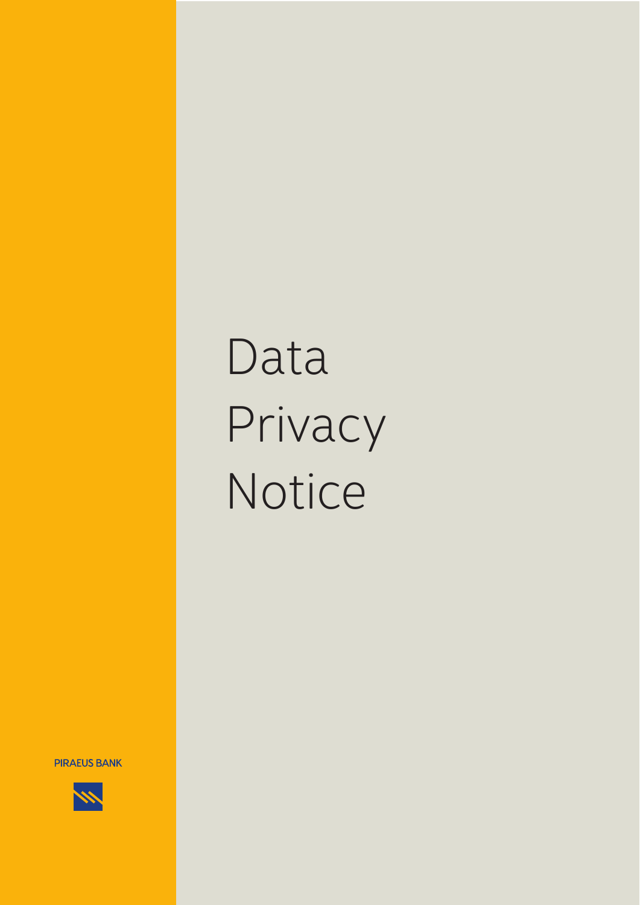# Data Privacy Notice

PIRAEUS BANK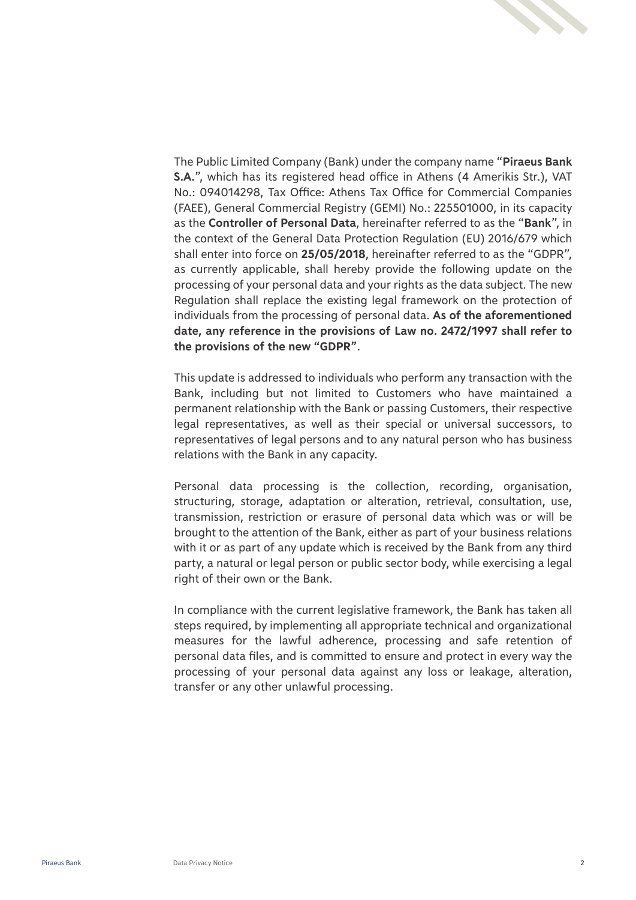The Public Limited Company (Bank) under the company name "**Piraeus Bank S.A.**", which has its registered head office in Athens (4 Amerikis Str.), VAT No.: 094014298, Tax Office: Athens Tax Office for Commercial Companies (FAEE), General Commercial Registry (GEMI) No.: 225501000, in its capacity as the **Controller of Personal Data**, hereinafter referred to as the "**Bank**", in the context of the General Data Protection Regulation (EU) 2016/679 which shall enter into force on **25/05/2018**, hereinafter referred to as the "GDPR", as currently applicable, shall hereby provide the following update on the processing of your personal data and your rights as the data subject. The new Regulation shall replace the existing legal framework on the protection of individuals from the processing of personal data. **As of the aforementioned date, any reference in the provisions of Law no. 2472/1997 shall refer to the provisions of the new "GDPR"**.

This update is addressed to individuals who perform any transaction with the Bank, including but not limited to Customers who have maintained a permanent relationship with the Bank or passing Customers, their respective legal representatives, as well as their special or universal successors, to representatives of legal persons and to any natural person who has business relations with the Bank in any capacity.

Personal data processing is the collection, recording, organisation, structuring, storage, adaptation or alteration, retrieval, consultation, use, transmission, restriction or erasure of personal data which was or will be brought to the attention of the Bank, either as part of your business relations with it or as part of any update which is received by the Bank from any third party, a natural or legal person or public sector body, while exercising a legal right of their own or the Bank.

In compliance with the current legislative framework, the Bank has taken all steps required, by implementing all appropriate technical and organizational measures for the lawful adherence, processing and safe retention of personal data files, and is committed to ensure and protect in every way the processing of your personal data against any loss or leakage, alteration, transfer or any other unlawful processing.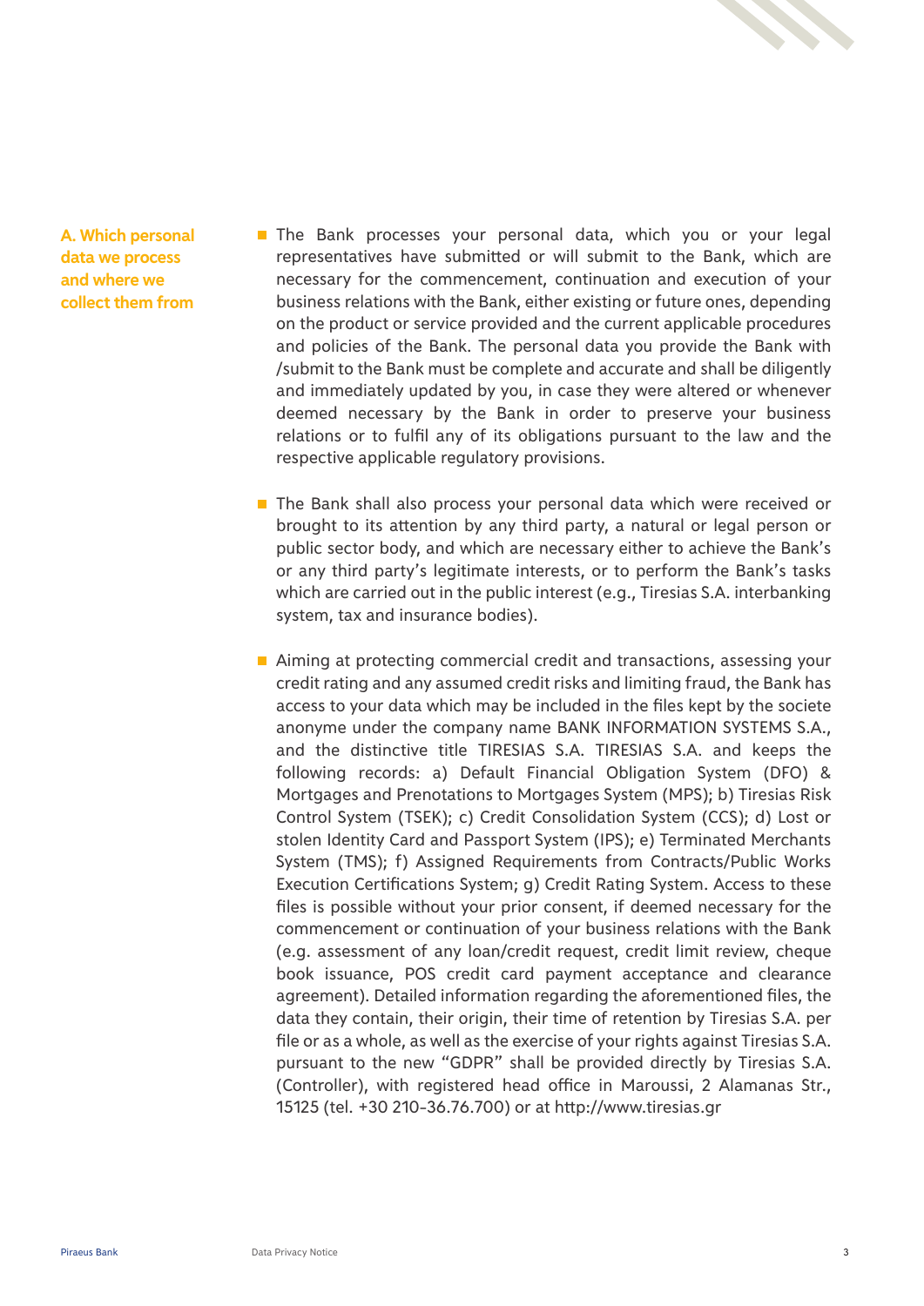## A. Which personal data we process and where we collect them from

- The Bank processes your personal data, which you or your legal representatives have submitted or will submit to the Bank, which are necessary for the commencement, continuation and execution of your business relations with the Bank, either existing or future ones, depending on the product or service provided and the current applicable procedures and policies of the Bank. The personal data you provide the Bank with /submit to the Bank must be complete and accurate and shall be diligently and immediately updated by you, in case they were altered or whenever deemed necessary by the Bank in order to preserve your business relations or to fulfil any of its obligations pursuant to the law and the respective applicable regulatory provisions.

- The Bank shall also process your personal data which were received or brought to its attention by any third party, a natural or legal person or public sector body, and which are necessary either to achieve the Bank's or any third party's legitimate interests, or to perform the Bank's tasks which are carried out in the public interest (e.g., Tiresias S.A. interbanking system, tax and insurance bodies).

- Aiming at protecting commercial credit and transactions, assessing your credit rating and any assumed credit risks and limiting fraud, the Bank has access to your data which may be included in the files kept by the societe anonyme under the company name BANK INFORMATION SYSTEMS S.A., and the distinctive title TIRESIAS S.A. TIRESIAS S.A. and keeps the following records: a) Default Financial Obligation System (DFO) & Mortgages and Prenotations to Mortgages System (MPS); b) Tiresias Risk Control System (TSEK); c) Credit Consolidation System (CCS); d) Lost or stolen Identity Card and Passport System (IPS); e) Terminated Merchants System (TMS); f) Assigned Requirements from Contracts/Public Works Execution Certifications System; g) Credit Rating System. Access to these files is possible without your prior consent, if deemed necessary for the commencement or continuation of your business relations with the Bank (e.g. assessment of any loan/credit request, credit limit review, cheque book issuance, POS credit card payment acceptance and clearance agreement). Detailed information regarding the aforementioned files, the data they contain, their origin, their time of retention by Tiresias S.A. per file or as a whole, as well as the exercise of your rights against Tiresias S.A. pursuant to the new "GDPR" shall be provided directly by Tiresias S.A. (Controller), with registered head office in Maroussi, 2 Alamanas Str., 15125 (tel. +30 210-36.76.700) or at http://www.tiresias.gr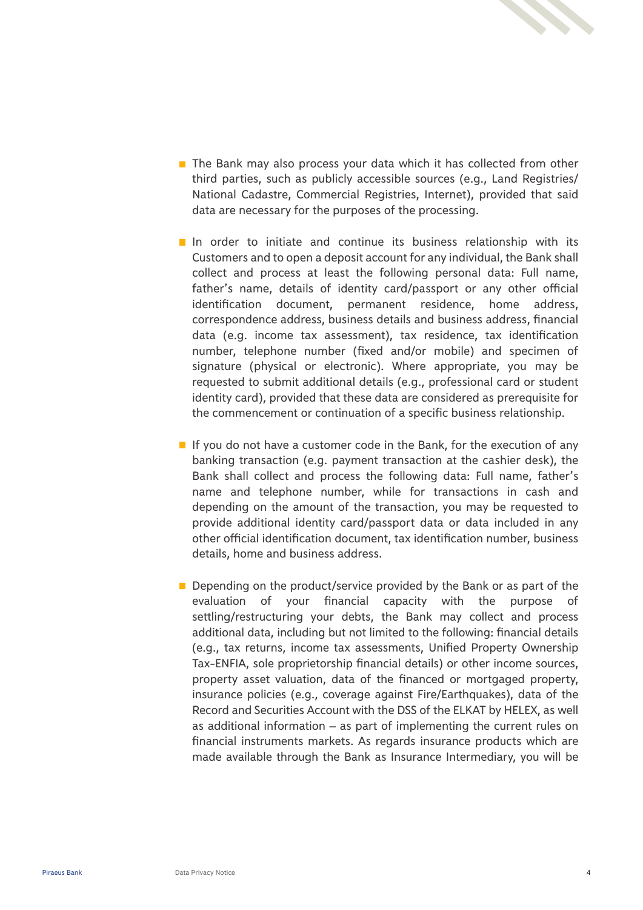- The Bank may also process your data which it has collected from other third parties, such as publicly accessible sources (e.g., Land Registries/National Cadastre, Commercial Registries, Internet), provided that said data are necessary for the purposes of the processing.

- In order to initiate and continue its business relationship with its Customers and to open a deposit account for any individual, the Bank shall collect and process at least the following personal data: Full name, father's name, details of identity card/passport or any other official identification document, permanent residence, home address, correspondence address, business details and business address, financial data (e.g. income tax assessment), tax residence, tax identification number, telephone number (fixed and/or mobile) and specimen of signature (physical or electronic). Where appropriate, you may be requested to submit additional details (e.g., professional card or student identity card), provided that these data are considered as prerequisite for the commencement or continuation of a specific business relationship.

- If you do not have a customer code in the Bank, for the execution of any banking transaction (e.g. payment transaction at the cashier desk), the Bank shall collect and process the following data: Full name, father's name and telephone number, while for transactions in cash and depending on the amount of the transaction, you may be requested to provide additional identity card/passport data or data included in any other official identification document, tax identification number, business details, home and business address.

- Depending on the product/service provided by the Bank or as part of the evaluation of your financial capacity with the purpose of settling/restructuring your debts, the Bank may collect and process additional data, including but not limited to the following: financial details (e.g., tax returns, income tax assessments, Unified Property Ownership Tax-ENFIA, sole proprietorship financial details) or other income sources, property asset valuation, data of the financed or mortgaged property, insurance policies (e.g., coverage against Fire/Earthquakes), data of the Record and Securities Account with the DSS of the ELKAT by HELEX, as well as additional information – as part of implementing the current rules on financial instruments markets. As regards insurance products which are made available through the Bank as Insurance Intermediary, you will be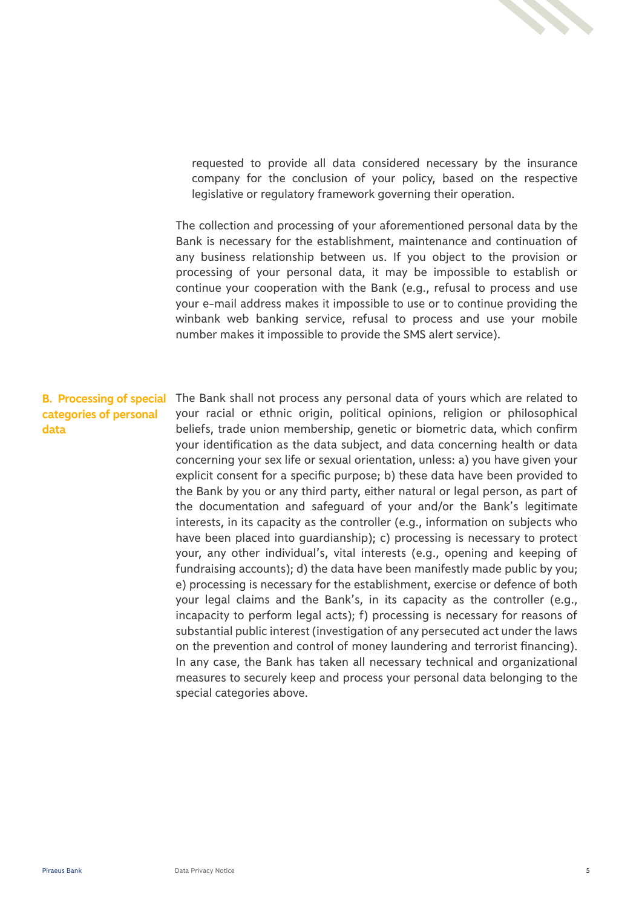requested to provide all data considered necessary by the insurance company for the conclusion of your policy, based on the respective legislative or regulatory framework governing their operation.

The collection and processing of your aforementioned personal data by the Bank is necessary for the establishment, maintenance and continuation of any business relationship between us. If you object to the provision or processing of your personal data, it may be impossible to establish or continue your cooperation with the Bank (e.g., refusal to process and use your e-mail address makes it impossible to use or to continue providing the winbank web banking service, refusal to process and use your mobile number makes it impossible to provide the SMS alert service).

## B. Processing of special categories of personal data

The Bank shall not process any personal data of yours which are related to your racial or ethnic origin, political opinions, religion or philosophical beliefs, trade union membership, genetic or biometric data, which confirm your identification as the data subject, and data concerning health or data concerning your sex life or sexual orientation, unless: a) you have given your explicit consent for a specific purpose; b) these data have been provided to the Bank by you or any third party, either natural or legal person, as part of the documentation and safeguard of your and/or the Bank's legitimate interests, in its capacity as the controller (e.g., information on subjects who have been placed into guardianship); c) processing is necessary to protect your, any other individual's, vital interests (e.g., opening and keeping of fundraising accounts); d) the data have been manifestly made public by you; e) processing is necessary for the establishment, exercise or defence of both your legal claims and the Bank's, in its capacity as the controller (e.g., incapacity to perform legal acts); f) processing is necessary for reasons of substantial public interest (investigation of any persecuted act under the laws on the prevention and control of money laundering and terrorist financing). In any case, the Bank has taken all necessary technical and organizational measures to securely keep and process your personal data belonging to the special categories above.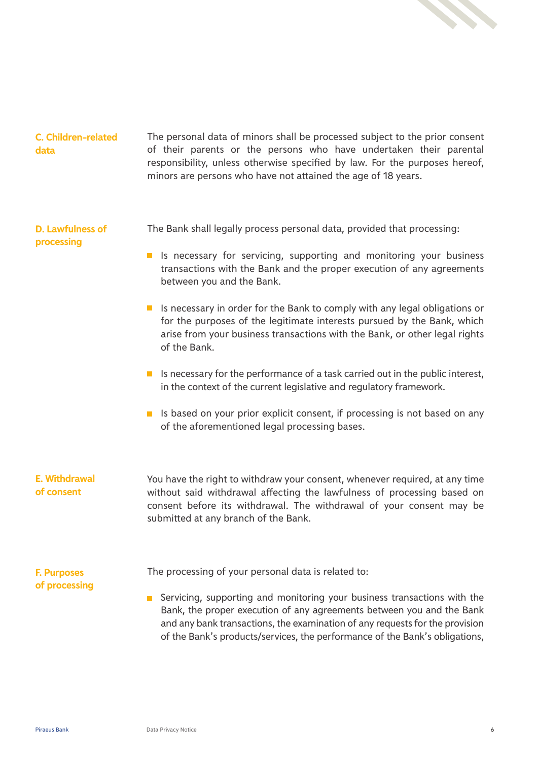### C. Children-related data

The personal data of minors shall be processed subject to the prior consent of their parents or the persons who have undertaken their parental responsibility, unless otherwise specified by law. For the purposes hereof, minors are persons who have not attained the age of 18 years.

### D. Lawfulness of processing

The Bank shall legally process personal data, provided that processing:

- Is necessary for servicing, supporting and monitoring your business transactions with the Bank and the proper execution of any agreements between you and the Bank.
- Is necessary in order for the Bank to comply with any legal obligations or for the purposes of the legitimate interests pursued by the Bank, which arise from your business transactions with the Bank, or other legal rights of the Bank.
- Is necessary for the performance of a task carried out in the public interest, in the context of the current legislative and regulatory framework.
- Is based on your prior explicit consent, if processing is not based on any of the aforementioned legal processing bases.

### E. Withdrawal of consent

You have the right to withdraw your consent, whenever required, at any time without said withdrawal affecting the lawfulness of processing based on consent before its withdrawal. The withdrawal of your consent may be submitted at any branch of the Bank.

### F. Purposes of processing

The processing of your personal data is related to:

- Servicing, supporting and monitoring your business transactions with the Bank, the proper execution of any agreements between you and the Bank and any bank transactions, the examination of any requests for the provision of the Bank's products/services, the performance of the Bank's obligations,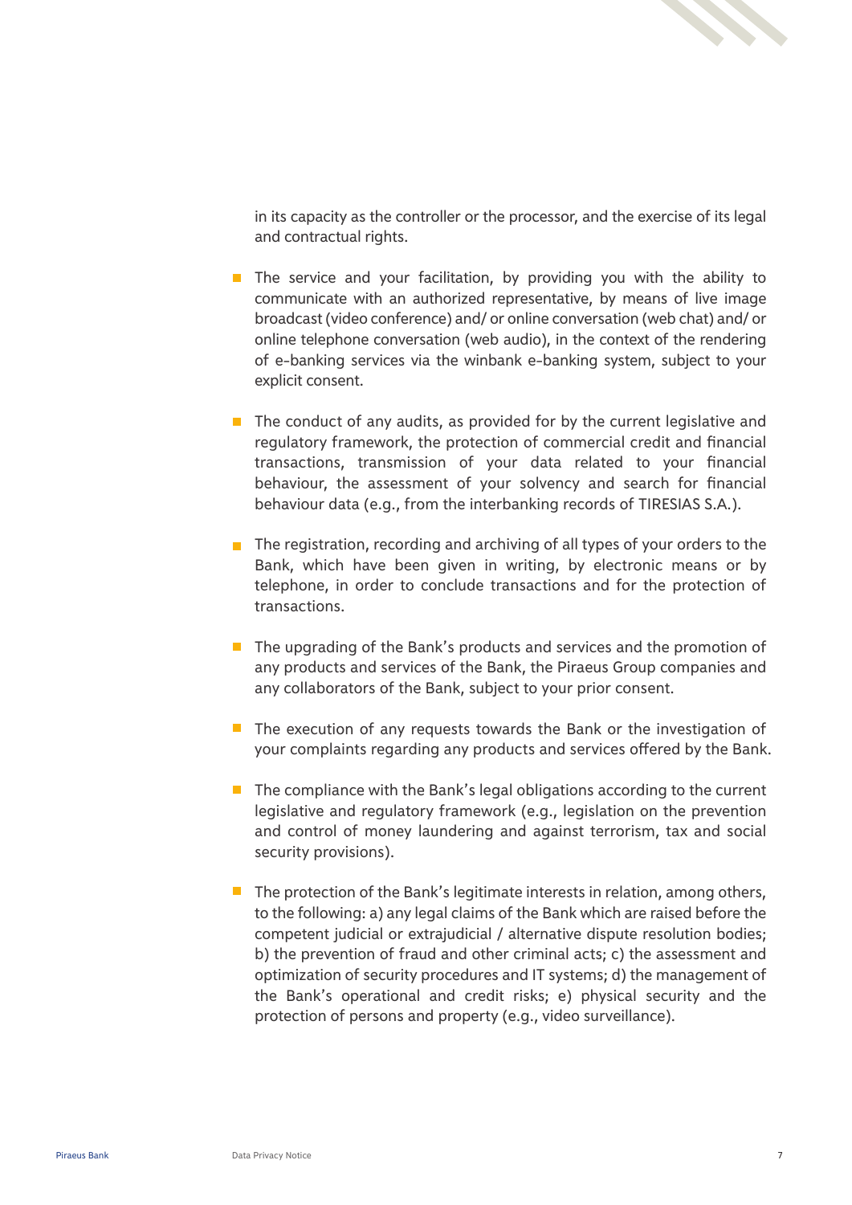in its capacity as the controller or the processor, and the exercise of its legal and contractual rights.

- The service and your facilitation, by providing you with the ability to communicate with an authorized representative, by means of live image broadcast (video conference) and/ or online conversation (web chat) and/ or online telephone conversation (web audio), in the context of the rendering of e-banking services via the winbank e-banking system, subject to your explicit consent.

- The conduct of any audits, as provided for by the current legislative and regulatory framework, the protection of commercial credit and financial transactions, transmission of your data related to your financial behaviour, the assessment of your solvency and search for financial behaviour data (e.g., from the interbanking records of TIRESIAS S.A.).

- The registration, recording and archiving of all types of your orders to the Bank, which have been given in writing, by electronic means or by telephone, in order to conclude transactions and for the protection of transactions.

- The upgrading of the Bank's products and services and the promotion of any products and services of the Bank, the Piraeus Group companies and any collaborators of the Bank, subject to your prior consent.

- The execution of any requests towards the Bank or the investigation of your complaints regarding any products and services offered by the Bank.

- The compliance with the Bank's legal obligations according to the current legislative and regulatory framework (e.g., legislation on the prevention and control of money laundering and against terrorism, tax and social security provisions).

- The protection of the Bank's legitimate interests in relation, among others, to the following: a) any legal claims of the Bank which are raised before the competent judicial or extrajudicial / alternative dispute resolution bodies; b) the prevention of fraud and other criminal acts; c) the assessment and optimization of security procedures and IT systems; d) the management of the Bank's operational and credit risks; e) physical security and the protection of persons and property (e.g., video surveillance).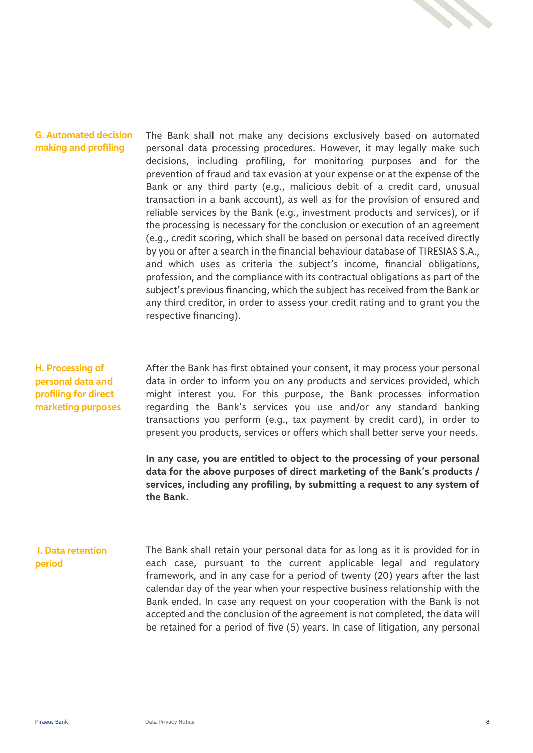## G. Automated decision making and profiling

The Bank shall not make any decisions exclusively based on automated personal data processing procedures. However, it may legally make such decisions, including profiling, for monitoring purposes and for the prevention of fraud and tax evasion at your expense or at the expense of the Bank or any third party (e.g., malicious debit of a credit card, unusual transaction in a bank account), as well as for the provision of ensured and reliable services by the Bank (e.g., investment products and services), or if the processing is necessary for the conclusion or execution of an agreement (e.g., credit scoring, which shall be based on personal data received directly by you or after a search in the financial behaviour database of TIRESIAS S.A., and which uses as criteria the subject's income, financial obligations, profession, and the compliance with its contractual obligations as part of the subject's previous financing, which the subject has received from the Bank or any third creditor, in order to assess your credit rating and to grant you the respective financing).

## H. Processing of personal data and profiling for direct marketing purposes

After the Bank has first obtained your consent, it may process your personal data in order to inform you on any products and services provided, which might interest you. For this purpose, the Bank processes information regarding the Bank's services you use and/or any standard banking transactions you perform (e.g., tax payment by credit card), in order to present you products, services or offers which shall better serve your needs.

**In any case, you are entitled to object to the processing of your personal data for the above purposes of direct marketing of the Bank's products / services, including any profiling, by submitting a request to any system of the Bank.**

## I. Data retention period

The Bank shall retain your personal data for as long as it is provided for in each case, pursuant to the current applicable legal and regulatory framework, and in any case for a period of twenty (20) years after the last calendar day of the year when your respective business relationship with the Bank ended. In case any request on your cooperation with the Bank is not accepted and the conclusion of the agreement is not completed, the data will be retained for a period of five (5) years. In case of litigation, any personal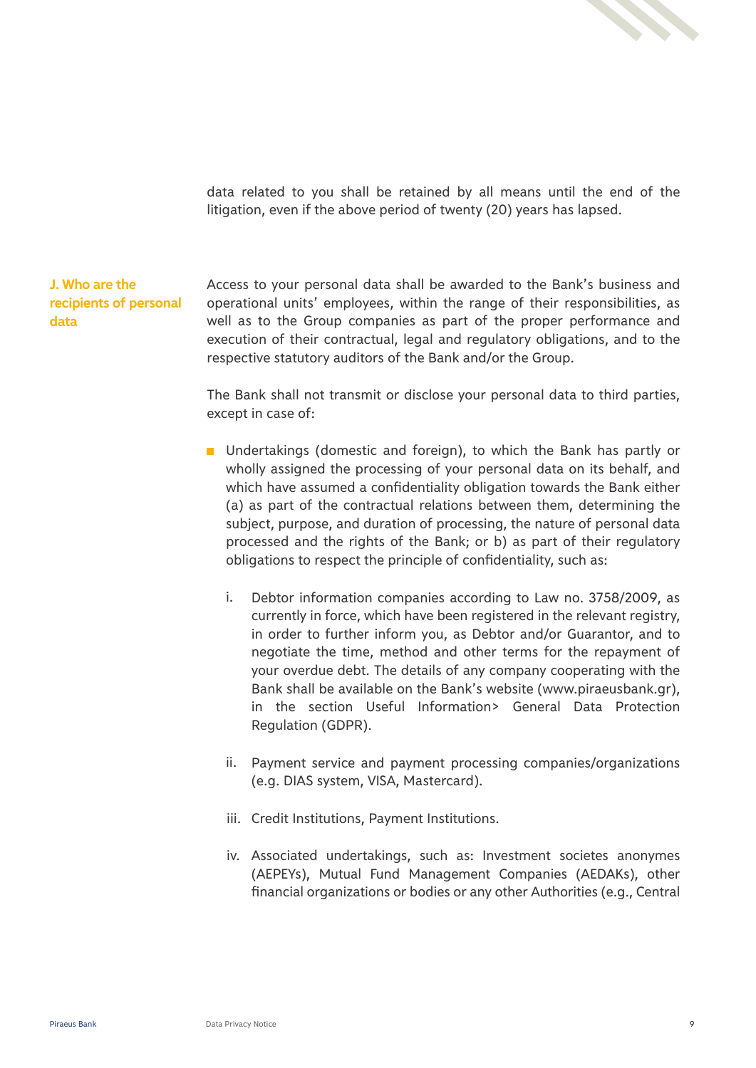data related to you shall be retained by all means until the end of the litigation, even if the above period of twenty (20) years has lapsed.

## J. Who are the recipients of personal data

Access to your personal data shall be awarded to the Bank's business and operational units' employees, within the range of their responsibilities, as well as to the Group companies as part of the proper performance and execution of their contractual, legal and regulatory obligations, and to the respective statutory auditors of the Bank and/or the Group.

The Bank shall not transmit or disclose your personal data to third parties, except in case of:

- Undertakings (domestic and foreign), to which the Bank has partly or wholly assigned the processing of your personal data on its behalf, and which have assumed a confidentiality obligation towards the Bank either (a) as part of the contractual relations between them, determining the subject, purpose, and duration of processing, the nature of personal data processed and the rights of the Bank; or b) as part of their regulatory obligations to respect the principle of confidentiality, such as:

   i. Debtor information companies according to Law no. 3758/2009, as currently in force, which have been registered in the relevant registry, in order to further inform you, as Debtor and/or Guarantor, and to negotiate the time, method and other terms for the repayment of your overdue debt. The details of any company cooperating with the Bank shall be available on the Bank's website (www.piraeusbank.gr), in the section Useful Information> General Data Protection Regulation (GDPR).

   ii. Payment service and payment processing companies/organizations (e.g. DIAS system, VISA, Mastercard).

   iii. Credit Institutions, Payment Institutions.

   iv. Associated undertakings, such as: Investment societes anonymes (AEPEYs), Mutual Fund Management Companies (AEDAKs), other financial organizations or bodies or any other Authorities (e.g., Central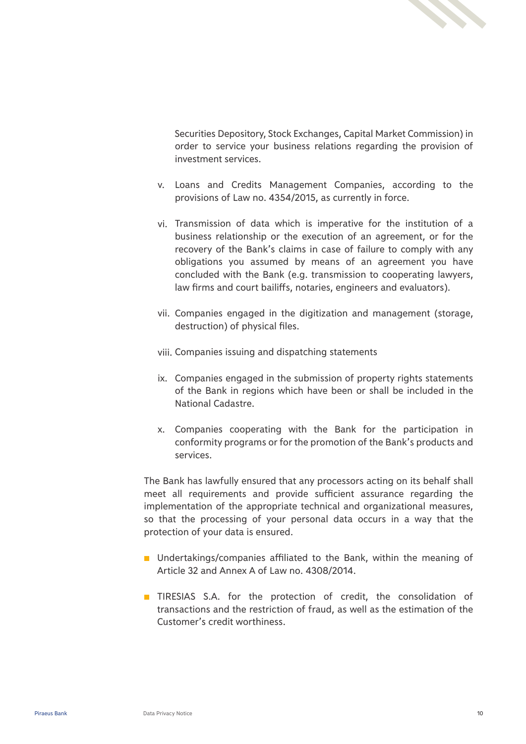Securities Depository, Stock Exchanges, Capital Market Commission) in order to service your business relations regarding the provision of investment services.

v. Loans and Credits Management Companies, according to the provisions of Law no. 4354/2015, as currently in force.

vi. Transmission of data which is imperative for the institution of a business relationship or the execution of an agreement, or for the recovery of the Bank's claims in case of failure to comply with any obligations you assumed by means of an agreement you have concluded with the Bank (e.g. transmission to cooperating lawyers, law firms and court bailiffs, notaries, engineers and evaluators).

vii. Companies engaged in the digitization and management (storage, destruction) of physical files.

viii. Companies issuing and dispatching statements

ix. Companies engaged in the submission of property rights statements of the Bank in regions which have been or shall be included in the National Cadastre.

x. Companies cooperating with the Bank for the participation in conformity programs or for the promotion of the Bank's products and services.

The Bank has lawfully ensured that any processors acting on its behalf shall meet all requirements and provide sufficient assurance regarding the implementation of the appropriate technical and organizational measures, so that the processing of your personal data occurs in a way that the protection of your data is ensured.

- Undertakings/companies affiliated to the Bank, within the meaning of Article 32 and Annex A of Law no. 4308/2014.
- TIRESIAS S.A. for the protection of credit, the consolidation of transactions and the restriction of fraud, as well as the estimation of the Customer's credit worthiness.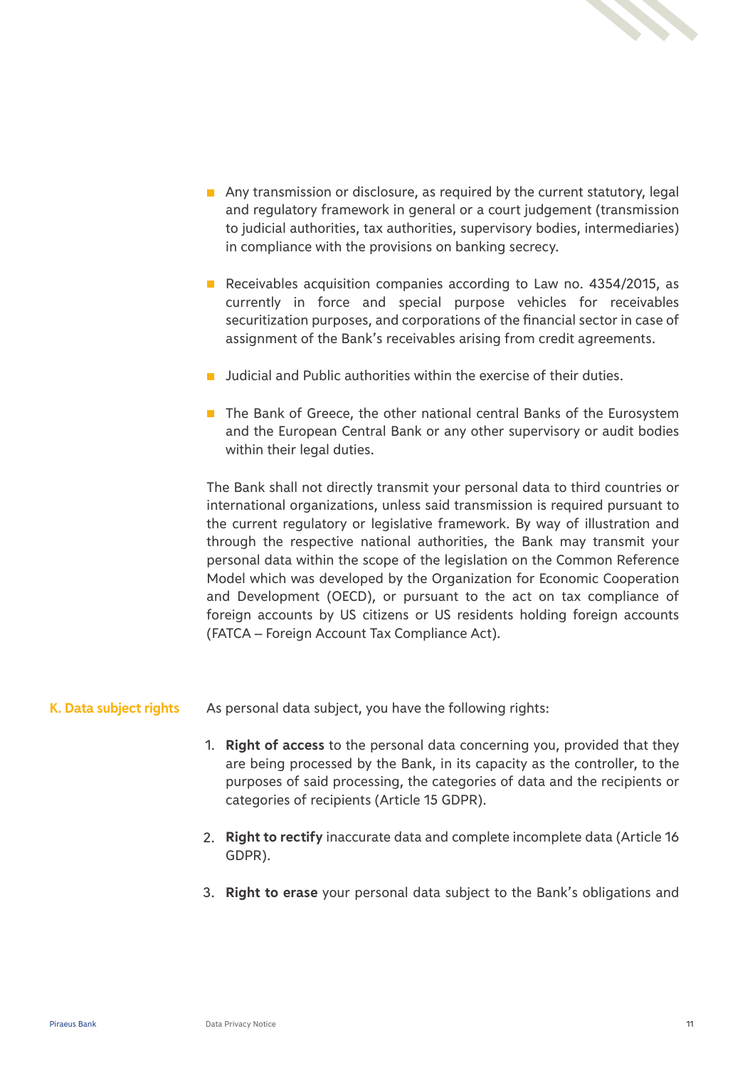- Any transmission or disclosure, as required by the current statutory, legal and regulatory framework in general or a court judgement (transmission to judicial authorities, tax authorities, supervisory bodies, intermediaries) in compliance with the provisions on banking secrecy.

- Receivables acquisition companies according to Law no. 4354/2015, as currently in force and special purpose vehicles for receivables securitization purposes, and corporations of the financial sector in case of assignment of the Bank's receivables arising from credit agreements.

- Judicial and Public authorities within the exercise of their duties.

- The Bank of Greece, the other national central Banks of the Eurosystem and the European Central Bank or any other supervisory or audit bodies within their legal duties.

The Bank shall not directly transmit your personal data to third countries or international organizations, unless said transmission is required pursuant to the current regulatory or legislative framework. By way of illustration and through the respective national authorities, the Bank may transmit your personal data within the scope of the legislation on the Common Reference Model which was developed by the Organization for Economic Cooperation and Development (OECD), or pursuant to the act on tax compliance of foreign accounts by US citizens or US residents holding foreign accounts (FATCA – Foreign Account Tax Compliance Act).

## K. Data subject rights

As personal data subject, you have the following rights:

1. **Right of access** to the personal data concerning you, provided that they are being processed by the Bank, in its capacity as the controller, to the purposes of said processing, the categories of data and the recipients or categories of recipients (Article 15 GDPR).

2. **Right to rectify** inaccurate data and complete incomplete data (Article 16 GDPR).

3. **Right to erase** your personal data subject to the Bank's obligations and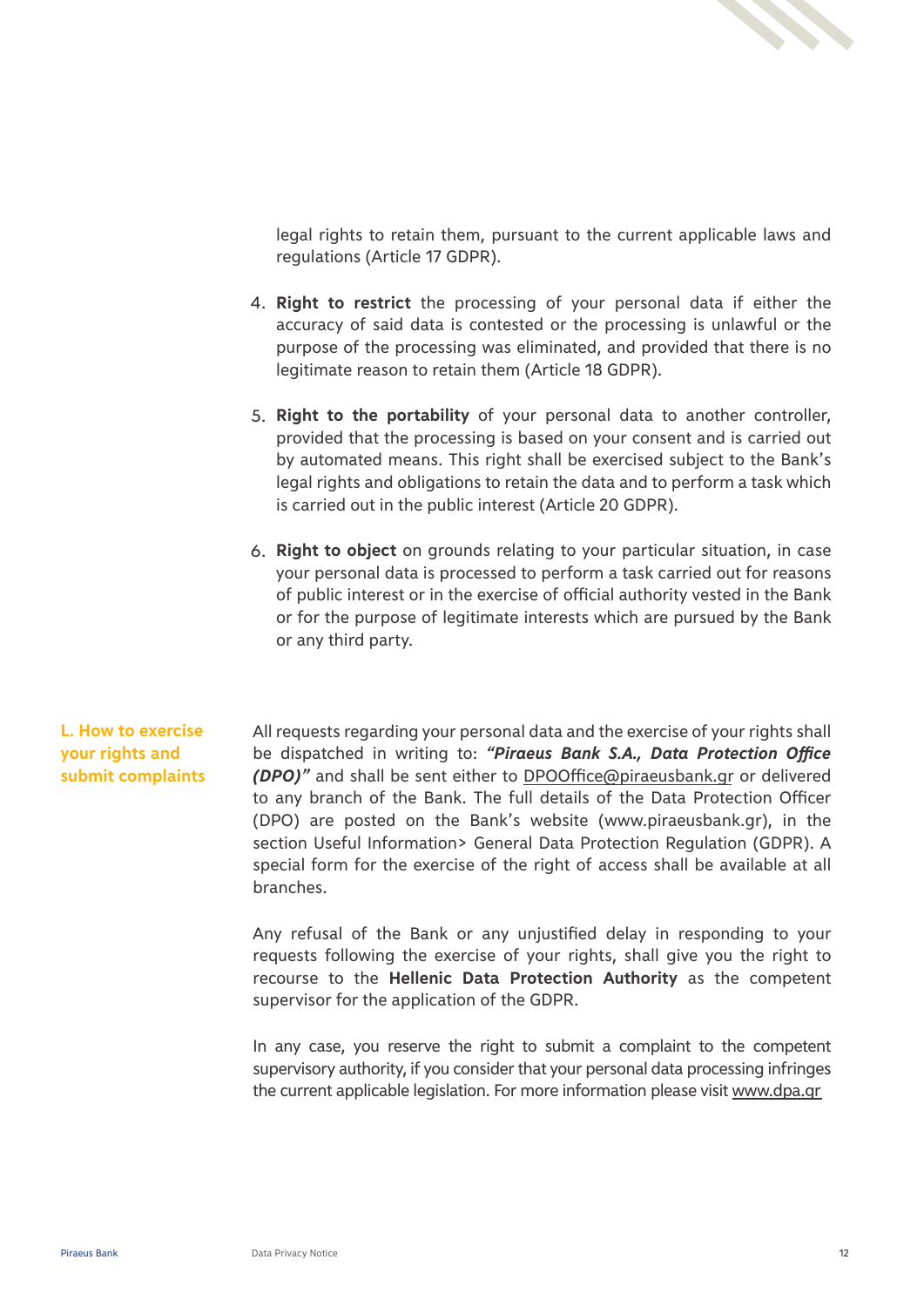legal rights to retain them, pursuant to the current applicable laws and regulations (Article 17 GDPR).

4. **Right to restrict** the processing of your personal data if either the accuracy of said data is contested or the processing is unlawful or the purpose of the processing was eliminated, and provided that there is no legitimate reason to retain them (Article 18 GDPR).

5. **Right to the portability** of your personal data to another controller, provided that the processing is based on your consent and is carried out by automated means. This right shall be exercised subject to the Bank's legal rights and obligations to retain the data and to perform a task which is carried out in the public interest (Article 20 GDPR).

6. **Right to object** on grounds relating to your particular situation, in case your personal data is processed to perform a task carried out for reasons of public interest or in the exercise of official authority vested in the Bank or for the purpose of legitimate interests which are pursued by the Bank or any third party.

## L. How to exercise your rights and submit complaints

All requests regarding your personal data and the exercise of your rights shall be dispatched in writing to: ***"Piraeus Bank S.A., Data Protection Office (DPO)"*** and shall be sent either to DPOOffice@piraeusbank.gr or delivered to any branch of the Bank. The full details of the Data Protection Officer (DPO) are posted on the Bank's website (www.piraeusbank.gr), in the section Useful Information> General Data Protection Regulation (GDPR). A special form for the exercise of the right of access shall be available at all branches.

Any refusal of the Bank or any unjustified delay in responding to your requests following the exercise of your rights, shall give you the right to recourse to the **Hellenic Data Protection Authority** as the competent supervisor for the application of the GDPR.

In any case, you reserve the right to submit a complaint to the competent supervisory authority, if you consider that your personal data processing infringes the current applicable legislation. For more information please visit www.dpa.gr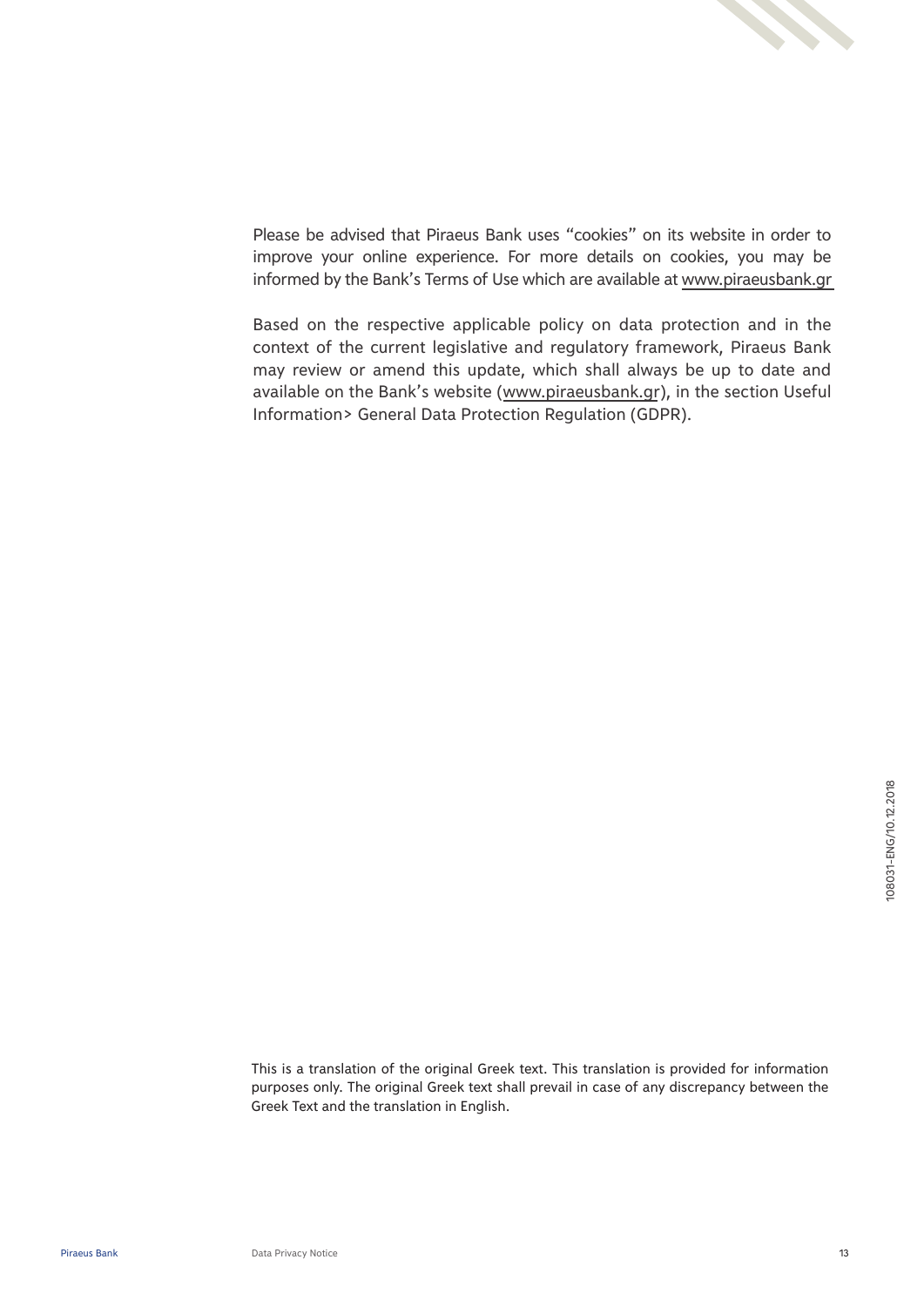Please be advised that Piraeus Bank uses "cookies" on its website in order to improve your online experience. For more details on cookies, you may be informed by the Bank's Terms of Use which are available at www.piraeusbank.gr

Based on the respective applicable policy on data protection and in the context of the current legislative and regulatory framework, Piraeus Bank may review or amend this update, which shall always be up to date and available on the Bank's website (www.piraeusbank.gr), in the section Useful Information> General Data Protection Regulation (GDPR).

This is a translation of the original Greek text. This translation is provided for information purposes only. The original Greek text shall prevail in case of any discrepancy between the Greek Text and the translation in English.

108031-ENG/10.12.2018